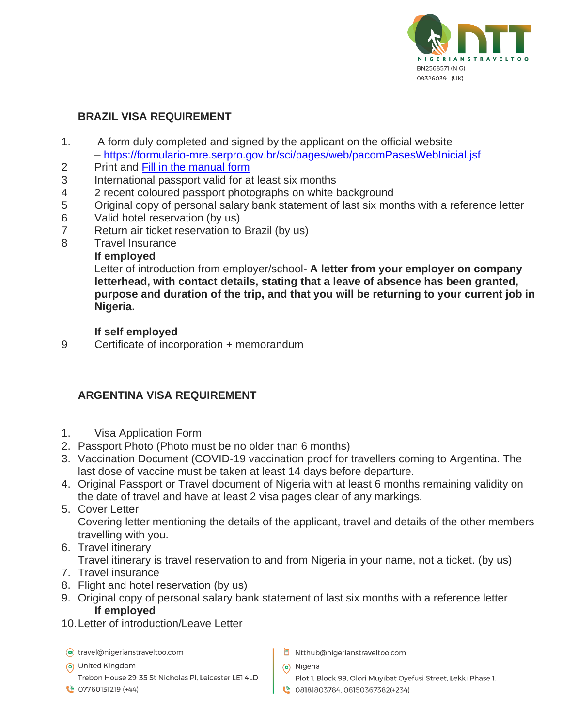## BRAZIL VISA REQUIREMENT

1. A form duly completed and signed by the applicant on the official website – [https://formulario-mre.serpro.gov.br/sci/pages/web/pacomPasesWebInicial.jsf](https://formulario-mre.serpro.gov.br/sci/pages/web/pacomPasesWebInicial.jsf)
2. Print and [Fill in the manual form]()
3. International passport valid for at least six months
4. 2 recent coloured passport photographs on white background
5. Original copy of personal salary bank statement of last six months with a reference letter
6. Valid hotel reservation (by us)
7. Return air ticket reservation to Brazil (by us)
8. Travel Insurance

   **If employed**

   Letter of introduction from employer/school- **A letter from your employer on company letterhead, with contact details, stating that a leave of absence has been granted, purpose and duration of the trip, and that you will be returning to your current job in Nigeria.**

   **If self employed**
9. Certificate of incorporation + memorandum

## ARGENTINA VISA REQUIREMENT

1. Visa Application Form
2. Passport Photo (Photo must be no older than 6 months)
3. Vaccination Document (COVID-19 vaccination proof for travellers coming to Argentina. The last dose of vaccine must be taken at least 14 days before departure.
4. Original Passport or Travel document of Nigeria with at least 6 months remaining validity on the date of travel and have at least 2 visa pages clear of any markings.
5. Cover Letter
   Covering letter mentioning the details of the applicant, travel and details of the other members travelling with you.
6. Travel itinerary
   Travel itinerary is travel reservation to and from Nigeria in your name, not a ticket. (by us)
7. Travel insurance
8. Flight and hotel reservation (by us)
9. Original copy of personal salary bank statement of last six months with a reference letter
   **If employed**
10. Letter of introduction/Leave Letter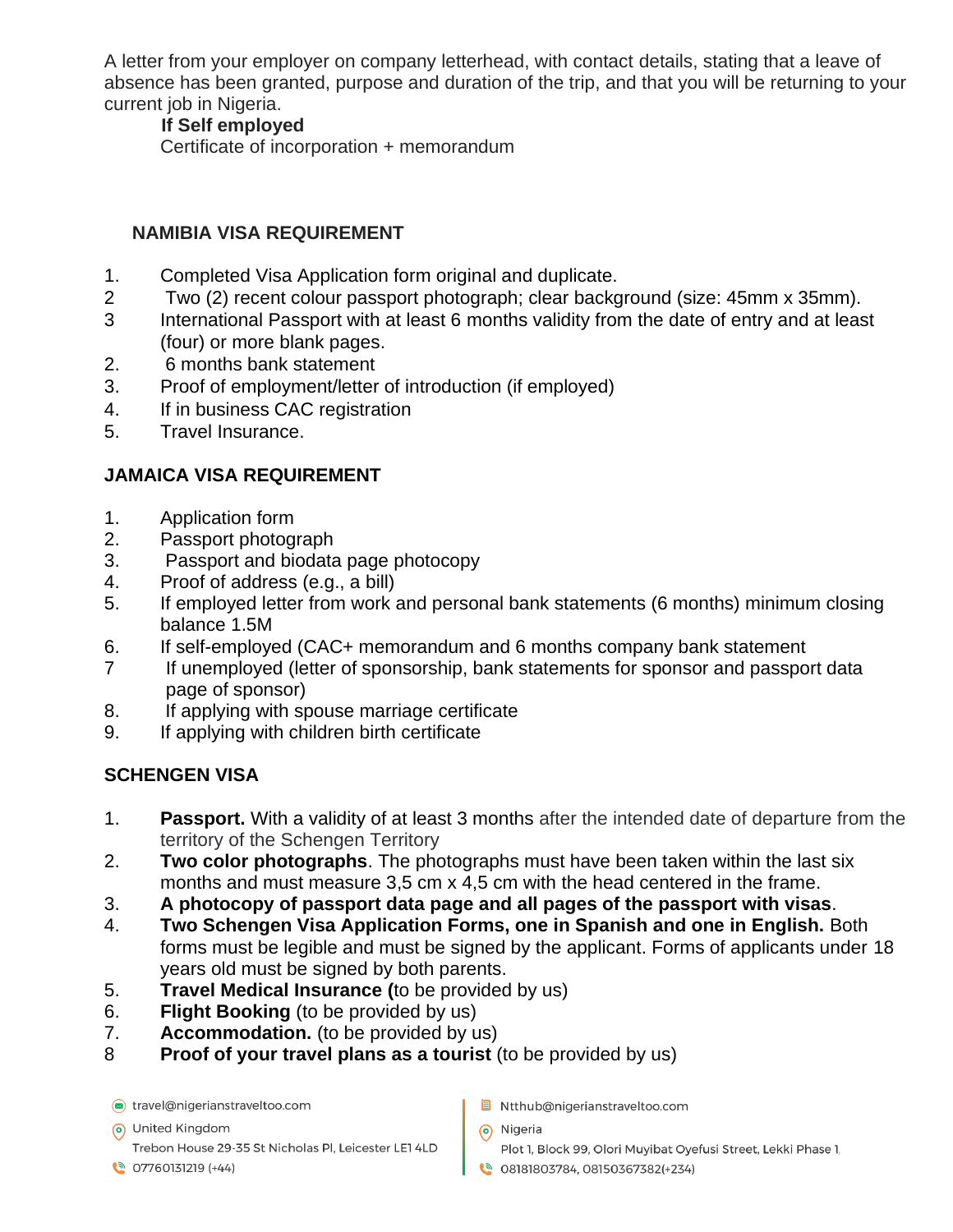A letter from your employer on company letterhead, with contact details, stating that a leave of absence has been granted, purpose and duration of the trip, and that you will be returning to your current job in Nigeria.

**If Self employed**

Certificate of incorporation + memorandum

## NAMIBIA VISA REQUIREMENT

1. Completed Visa Application form original and duplicate.
2 Two (2) recent colour passport photograph; clear background (size: 45mm x 35mm).
3 International Passport with at least 6 months validity from the date of entry and at least (four) or more blank pages.
2. 6 months bank statement
3. Proof of employment/letter of introduction (if employed)
4. If in business CAC registration
5. Travel Insurance.

## JAMAICA VISA REQUIREMENT

1. Application form
2. Passport photograph
3. Passport and biodata page photocopy
4. Proof of address (e.g., a bill)
5. If employed letter from work and personal bank statements (6 months) minimum closing balance 1.5M
6. If self-employed (CAC+ memorandum and 6 months company bank statement
7 If unemployed (letter of sponsorship, bank statements for sponsor and passport data page of sponsor)
8. If applying with spouse marriage certificate
9. If applying with children birth certificate

## SCHENGEN VISA

1. **Passport.** With a validity of at least 3 months after the intended date of departure from the territory of the Schengen Territory
2. **Two color photographs**. The photographs must have been taken within the last six months and must measure 3,5 cm x 4,5 cm with the head centered in the frame.
3. **A photocopy of passport data page and all pages of the passport with visas**.
4. **Two Schengen Visa Application Forms, one in Spanish and one in English.** Both forms must be legible and must be signed by the applicant. Forms of applicants under 18 years old must be signed by both parents.
5. **Travel Medical Insurance (**to be provided by us)
6. **Flight Booking** (to be provided by us)
7. **Accommodation.** (to be provided by us)
8 **Proof of your travel plans as a tourist** (to be provided by us)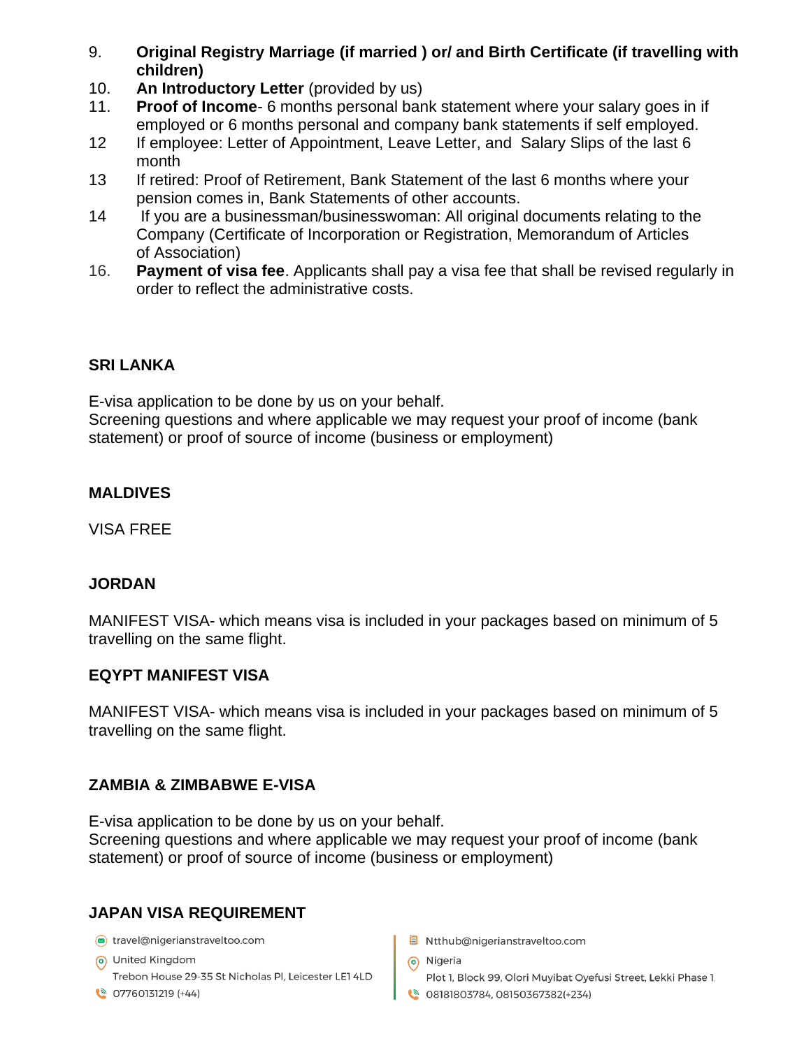9. **Original Registry Marriage (if married ) or/ and Birth Certificate (if travelling with children)**
10. **An Introductory Letter** (provided by us)
11. **Proof of Income**- 6 months personal bank statement where your salary goes in if employed or 6 months personal and company bank statements if self employed.
12 If employee: Letter of Appointment, Leave Letter, and Salary Slips of the last 6 month
13 If retired: Proof of Retirement, Bank Statement of the last 6 months where your pension comes in, Bank Statements of other accounts.
14 If you are a businessman/businesswoman: All original documents relating to the Company (Certificate of Incorporation or Registration, Memorandum of Articles of Association)
16. **Payment of visa fee**. Applicants shall pay a visa fee that shall be revised regularly in order to reflect the administrative costs.

## SRI LANKA

E-visa application to be done by us on your behalf.
Screening questions and where applicable we may request your proof of income (bank statement) or proof of source of income (business or employment)

## MALDIVES

VISA FREE

## JORDAN

MANIFEST VISA- which means visa is included in your packages based on minimum of 5 travelling on the same flight.

## EQYPT MANIFEST VISA

MANIFEST VISA- which means visa is included in your packages based on minimum of 5 travelling on the same flight.

## ZAMBIA & ZIMBABWE E-VISA

E-visa application to be done by us on your behalf.
Screening questions and where applicable we may request your proof of income (bank statement) or proof of source of income (business or employment)

## JAPAN VISA REQUIREMENT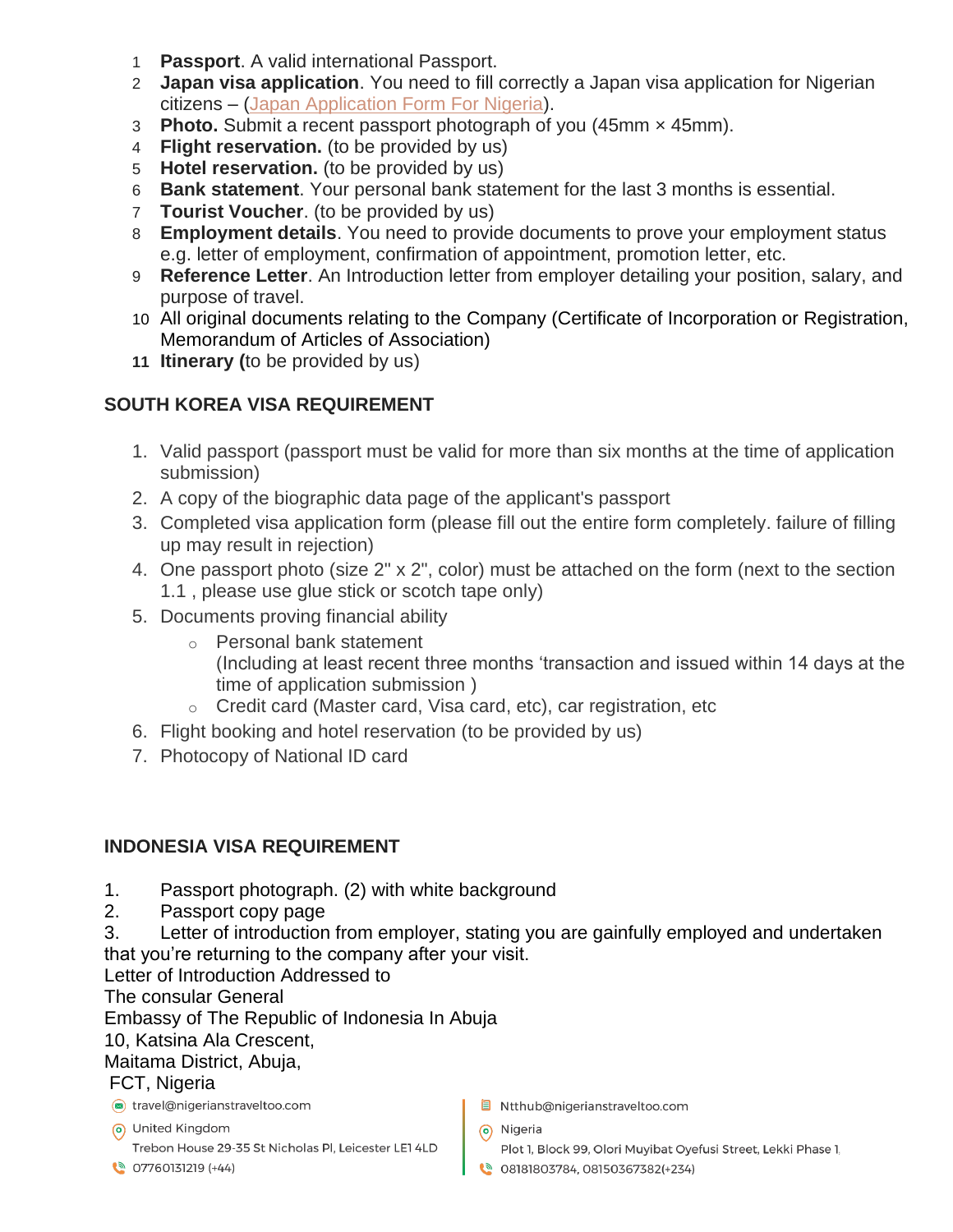1. **Passport**. A valid international Passport.
2. **Japan visa application**. You need to fill correctly a Japan visa application for Nigerian citizens – (Japan Application Form For Nigeria).
3. **Photo.** Submit a recent passport photograph of you (45mm × 45mm).
4. **Flight reservation.** (to be provided by us)
5. **Hotel reservation.** (to be provided by us)
6. **Bank statement**. Your personal bank statement for the last 3 months is essential.
7. **Tourist Voucher**. (to be provided by us)
8. **Employment details**. You need to provide documents to prove your employment status e.g. letter of employment, confirmation of appointment, promotion letter, etc.
9. **Reference Letter**. An Introduction letter from employer detailing your position, salary, and purpose of travel.
10. All original documents relating to the Company (Certificate of Incorporation or Registration, Memorandum of Articles of Association)
11. **Itinerary (**to be provided by us)

**SOUTH KOREA VISA REQUIREMENT**

1. Valid passport (passport must be valid for more than six months at the time of application submission)
2. A copy of the biographic data page of the applicant's passport
3. Completed visa application form (please fill out the entire form completely. failure of filling up may result in rejection)
4. One passport photo (size 2" x 2", color) must be attached on the form (next to the section 1.1 , please use glue stick or scotch tape only)
5. Documents proving financial ability
   - Personal bank statement
     (Including at least recent three months 'transaction and issued within 14 days at the time of application submission )
   - Credit card (Master card, Visa card, etc), car registration, etc
6. Flight booking and hotel reservation (to be provided by us)
7. Photocopy of National ID card

**INDONESIA VISA REQUIREMENT**

1. Passport photograph. (2) with white background
2. Passport copy page
3. Letter of introduction from employer, stating you are gainfully employed and undertaken that you're returning to the company after your visit.

Letter of Introduction Addressed to
The consular General
Embassy of The Republic of Indonesia In Abuja
10, Katsina Ala Crescent,
Maitama District, Abuja,
FCT, Nigeria

travel@nigerianstraveltoo.com
United Kingdom
Trebon House 29-35 St Nicholas Pl, Leicester LE1 4LD
07760131219 (+44)

Ntthub@nigerianstraveltoo.com
Nigeria
Plot 1, Block 99, Olori Muyibat Oyefusi Street, Lekki Phase 1,
08181803784, 08150367382(+234)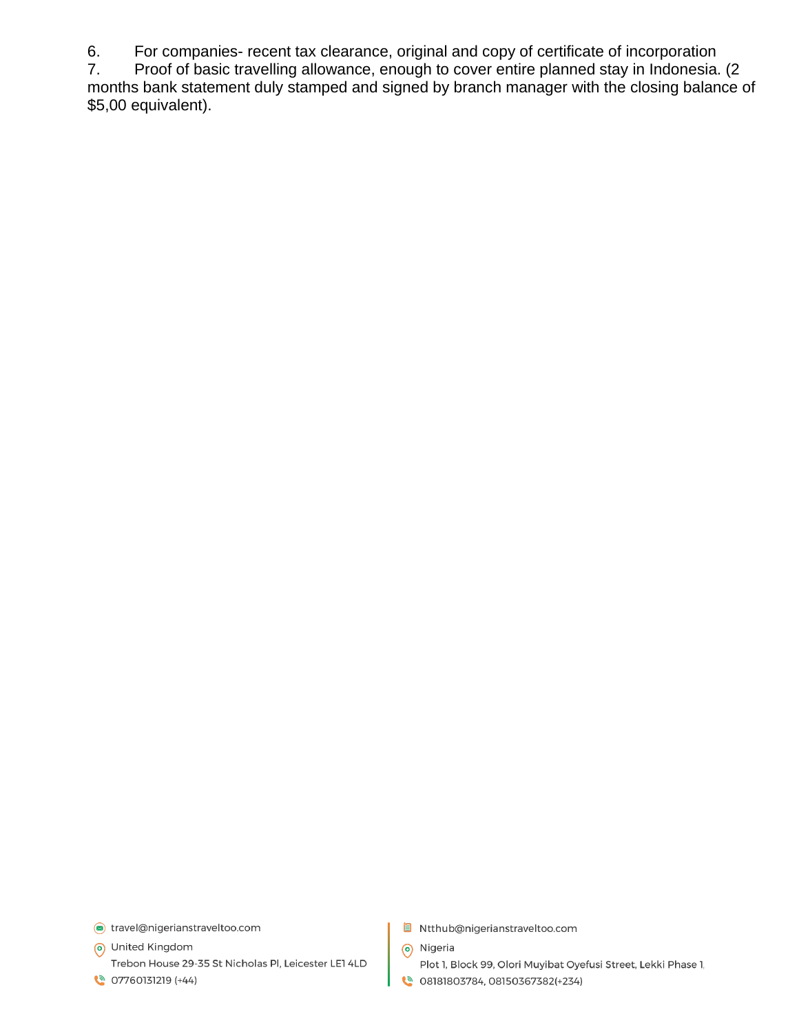6. For companies- recent tax clearance, original and copy of certificate of incorporation
7. Proof of basic travelling allowance, enough to cover entire planned stay in Indonesia. (2 months bank statement duly stamped and signed by branch manager with the closing balance of $5,00 equivalent).